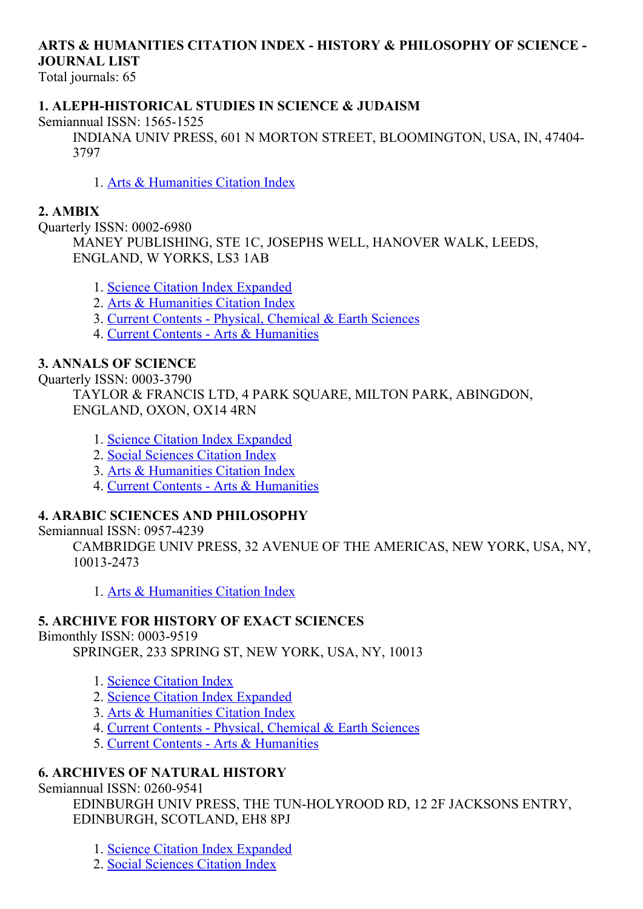**ARTS & HUMANITIES CITATION INDEX - HISTORY & PHILOSOPHY OF SCIENCE - JOURNAL LIST**

Total journals: 65

**1. ALEPH-HISTORICAL STUDIES IN SCIENCE & JUDAISM**

Semiannual ISSN: 1565-1525

INDIANA UNIV PRESS, 601 N MORTON STREET, BLOOMINGTON, USA, IN, 47404-3797

1. Arts & Humanities Citation Index

**2. AMBIX**

Quarterly ISSN: 0002-6980

MANEY PUBLISHING, STE 1C, JOSEPHS WELL, HANOVER WALK, LEEDS, ENGLAND, W YORKS, LS3 1AB

1. Science Citation Index Expanded
2. Arts & Humanities Citation Index
3. Current Contents - Physical, Chemical & Earth Sciences
4. Current Contents - Arts & Humanities

**3. ANNALS OF SCIENCE**

Quarterly ISSN: 0003-3790

TAYLOR & FRANCIS LTD, 4 PARK SQUARE, MILTON PARK, ABINGDON, ENGLAND, OXON, OX14 4RN

1. Science Citation Index Expanded
2. Social Sciences Citation Index
3. Arts & Humanities Citation Index
4. Current Contents - Arts & Humanities

**4. ARABIC SCIENCES AND PHILOSOPHY**

Semiannual ISSN: 0957-4239

CAMBRIDGE UNIV PRESS, 32 AVENUE OF THE AMERICAS, NEW YORK, USA, NY, 10013-2473

1. Arts & Humanities Citation Index

**5. ARCHIVE FOR HISTORY OF EXACT SCIENCES**

Bimonthly ISSN: 0003-9519

SPRINGER, 233 SPRING ST, NEW YORK, USA, NY, 10013

1. Science Citation Index
2. Science Citation Index Expanded
3. Arts & Humanities Citation Index
4. Current Contents - Physical, Chemical & Earth Sciences
5. Current Contents - Arts & Humanities

**6. ARCHIVES OF NATURAL HISTORY**

Semiannual ISSN: 0260-9541

EDINBURGH UNIV PRESS, THE TUN-HOLYROOD RD, 12 2F JACKSONS ENTRY, EDINBURGH, SCOTLAND, EH8 8PJ

1. Science Citation Index Expanded
2. Social Sciences Citation Index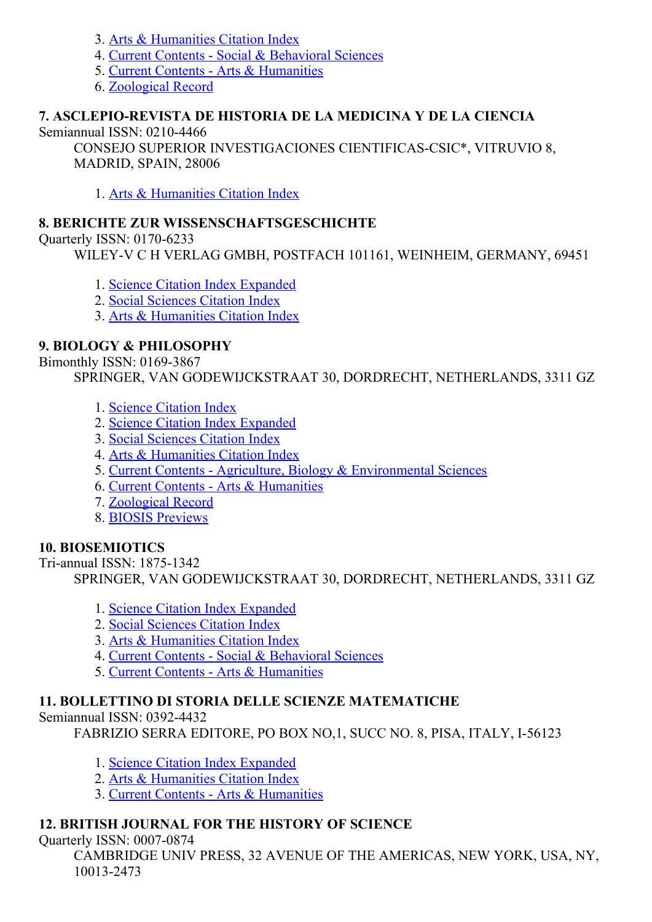3. Arts & Humanities Citation Index
4. Current Contents - Social & Behavioral Sciences
5. Current Contents - Arts & Humanities
6. Zoological Record

**7. ASCLEPIO-REVISTA DE HISTORIA DE LA MEDICINA Y DE LA CIENCIA**

Semiannual ISSN: 0210-4466

CONSEJO SUPERIOR INVESTIGACIONES CIENTIFICAS-CSIC*, VITRUVIO 8, MADRID, SPAIN, 28006

1. Arts & Humanities Citation Index

**8. BERICHTE ZUR WISSENSCHAFTSGESCHICHTE**

Quarterly ISSN: 0170-6233

WILEY-V C H VERLAG GMBH, POSTFACH 101161, WEINHEIM, GERMANY, 69451

1. Science Citation Index Expanded
2. Social Sciences Citation Index
3. Arts & Humanities Citation Index

**9. BIOLOGY & PHILOSOPHY**

Bimonthly ISSN: 0169-3867

SPRINGER, VAN GODEWIJCKSTRAAT 30, DORDRECHT, NETHERLANDS, 3311 GZ

1. Science Citation Index
2. Science Citation Index Expanded
3. Social Sciences Citation Index
4. Arts & Humanities Citation Index
5. Current Contents - Agriculture, Biology & Environmental Sciences
6. Current Contents - Arts & Humanities
7. Zoological Record
8. BIOSIS Previews

**10. BIOSEMIOTICS**

Tri-annual ISSN: 1875-1342

SPRINGER, VAN GODEWIJCKSTRAAT 30, DORDRECHT, NETHERLANDS, 3311 GZ

1. Science Citation Index Expanded
2. Social Sciences Citation Index
3. Arts & Humanities Citation Index
4. Current Contents - Social & Behavioral Sciences
5. Current Contents - Arts & Humanities

**11. BOLLETTINO DI STORIA DELLE SCIENZE MATEMATICHE**

Semiannual ISSN: 0392-4432

FABRIZIO SERRA EDITORE, PO BOX NO,1, SUCC NO. 8, PISA, ITALY, I-56123

1. Science Citation Index Expanded
2. Arts & Humanities Citation Index
3. Current Contents - Arts & Humanities

**12. BRITISH JOURNAL FOR THE HISTORY OF SCIENCE**

Quarterly ISSN: 0007-0874

CAMBRIDGE UNIV PRESS, 32 AVENUE OF THE AMERICAS, NEW YORK, USA, NY, 10013-2473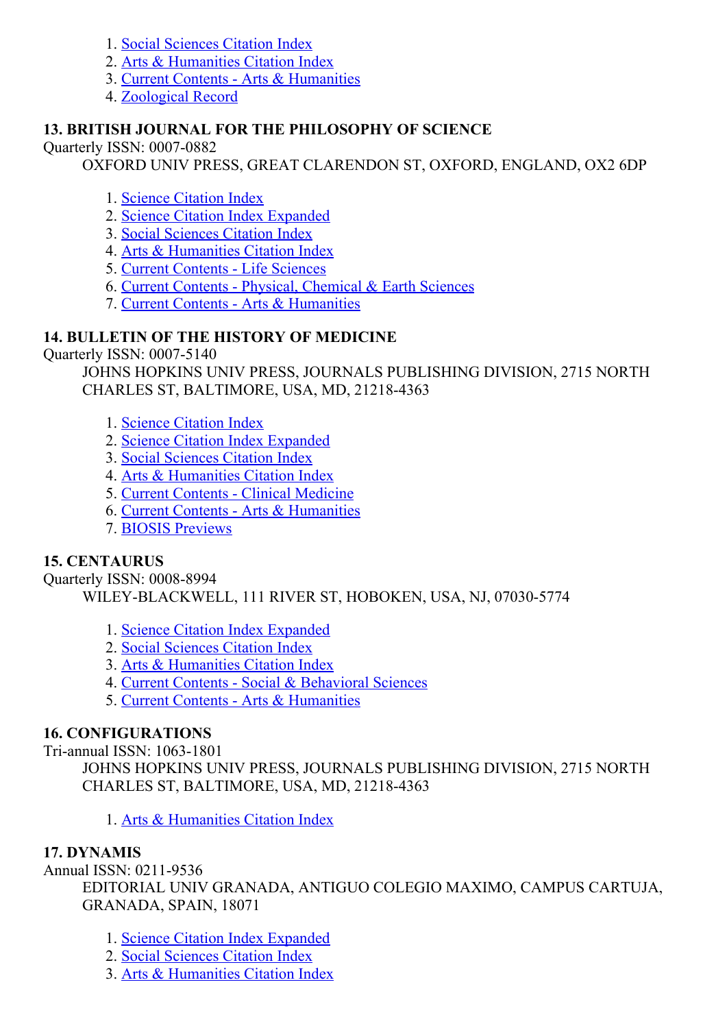1. Social Sciences Citation Index
2. Arts & Humanities Citation Index
3. Current Contents - Arts & Humanities
4. Zoological Record

**13. BRITISH JOURNAL FOR THE PHILOSOPHY OF SCIENCE**

Quarterly ISSN: 0007-0882

OXFORD UNIV PRESS, GREAT CLARENDON ST, OXFORD, ENGLAND, OX2 6DP

1. Science Citation Index
2. Science Citation Index Expanded
3. Social Sciences Citation Index
4. Arts & Humanities Citation Index
5. Current Contents - Life Sciences
6. Current Contents - Physical, Chemical & Earth Sciences
7. Current Contents - Arts & Humanities

**14. BULLETIN OF THE HISTORY OF MEDICINE**

Quarterly ISSN: 0007-5140

JOHNS HOPKINS UNIV PRESS, JOURNALS PUBLISHING DIVISION, 2715 NORTH CHARLES ST, BALTIMORE, USA, MD, 21218-4363

1. Science Citation Index
2. Science Citation Index Expanded
3. Social Sciences Citation Index
4. Arts & Humanities Citation Index
5. Current Contents - Clinical Medicine
6. Current Contents - Arts & Humanities
7. BIOSIS Previews

**15. CENTAURUS**

Quarterly ISSN: 0008-8994

WILEY-BLACKWELL, 111 RIVER ST, HOBOKEN, USA, NJ, 07030-5774

1. Science Citation Index Expanded
2. Social Sciences Citation Index
3. Arts & Humanities Citation Index
4. Current Contents - Social & Behavioral Sciences
5. Current Contents - Arts & Humanities

**16. CONFIGURATIONS**

Tri-annual ISSN: 1063-1801

JOHNS HOPKINS UNIV PRESS, JOURNALS PUBLISHING DIVISION, 2715 NORTH CHARLES ST, BALTIMORE, USA, MD, 21218-4363

1. Arts & Humanities Citation Index

**17. DYNAMIS**

Annual ISSN: 0211-9536

EDITORIAL UNIV GRANADA, ANTIGUO COLEGIO MAXIMO, CAMPUS CARTUJA, GRANADA, SPAIN, 18071

1. Science Citation Index Expanded
2. Social Sciences Citation Index
3. Arts & Humanities Citation Index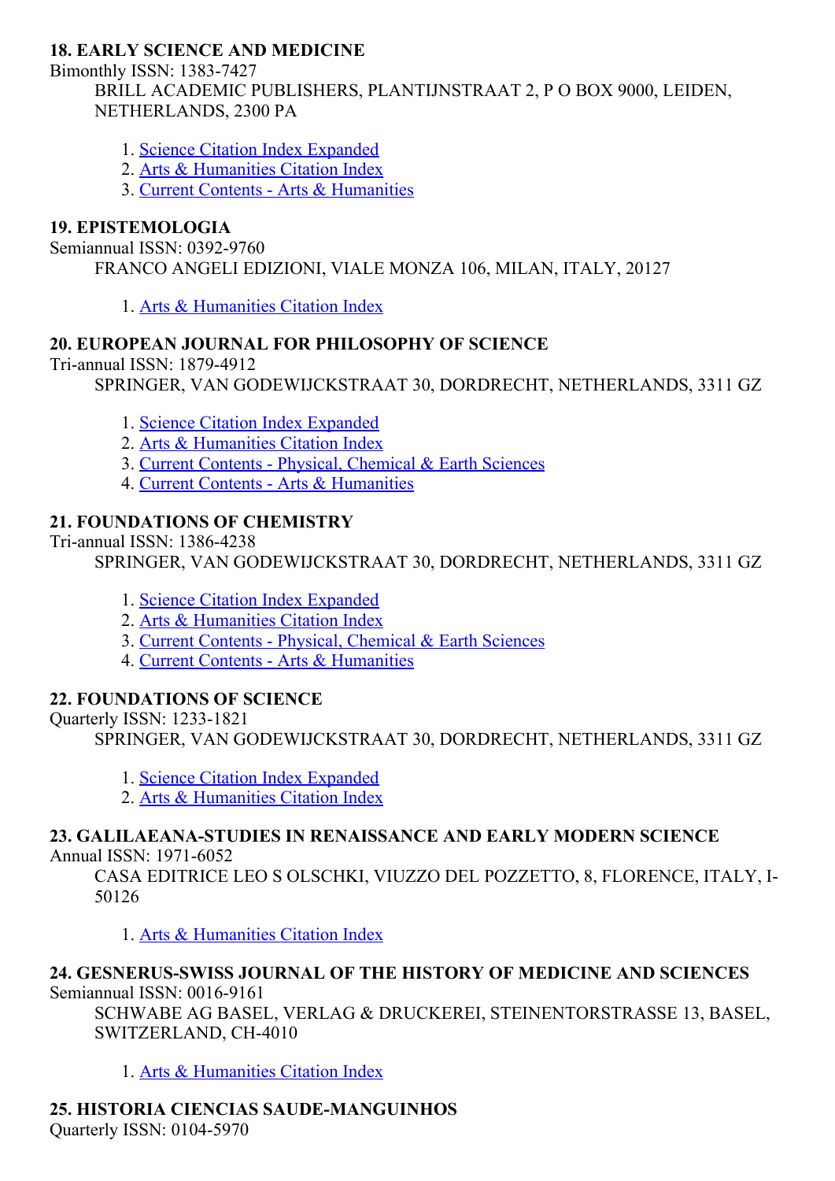**18. EARLY SCIENCE AND MEDICINE**

Bimonthly ISSN: 1383-7427

BRILL ACADEMIC PUBLISHERS, PLANTIJNSTRAAT 2, P O BOX 9000, LEIDEN, NETHERLANDS, 2300 PA

1. Science Citation Index Expanded
2. Arts & Humanities Citation Index
3. Current Contents - Arts & Humanities

**19. EPISTEMOLOGIA**

Semiannual ISSN: 0392-9760

FRANCO ANGELI EDIZIONI, VIALE MONZA 106, MILAN, ITALY, 20127

1. Arts & Humanities Citation Index

**20. EUROPEAN JOURNAL FOR PHILOSOPHY OF SCIENCE**

Tri-annual ISSN: 1879-4912

SPRINGER, VAN GODEWIJCKSTRAAT 30, DORDRECHT, NETHERLANDS, 3311 GZ

1. Science Citation Index Expanded
2. Arts & Humanities Citation Index
3. Current Contents - Physical, Chemical & Earth Sciences
4. Current Contents - Arts & Humanities

**21. FOUNDATIONS OF CHEMISTRY**

Tri-annual ISSN: 1386-4238

SPRINGER, VAN GODEWIJCKSTRAAT 30, DORDRECHT, NETHERLANDS, 3311 GZ

1. Science Citation Index Expanded
2. Arts & Humanities Citation Index
3. Current Contents - Physical, Chemical & Earth Sciences
4. Current Contents - Arts & Humanities

**22. FOUNDATIONS OF SCIENCE**

Quarterly ISSN: 1233-1821

SPRINGER, VAN GODEWIJCKSTRAAT 30, DORDRECHT, NETHERLANDS, 3311 GZ

1. Science Citation Index Expanded
2. Arts & Humanities Citation Index

**23. GALILAEANA-STUDIES IN RENAISSANCE AND EARLY MODERN SCIENCE**

Annual ISSN: 1971-6052

CASA EDITRICE LEO S OLSCHKI, VIUZZO DEL POZZETTO, 8, FLORENCE, ITALY, I-50126

1. Arts & Humanities Citation Index

**24. GESNERUS-SWISS JOURNAL OF THE HISTORY OF MEDICINE AND SCIENCES**

Semiannual ISSN: 0016-9161

SCHWABE AG BASEL, VERLAG & DRUCKEREI, STEINENTORSTRASSE 13, BASEL, SWITZERLAND, CH-4010

1. Arts & Humanities Citation Index

**25. HISTORIA CIENCIAS SAUDE-MANGUINHOS**

Quarterly ISSN: 0104-5970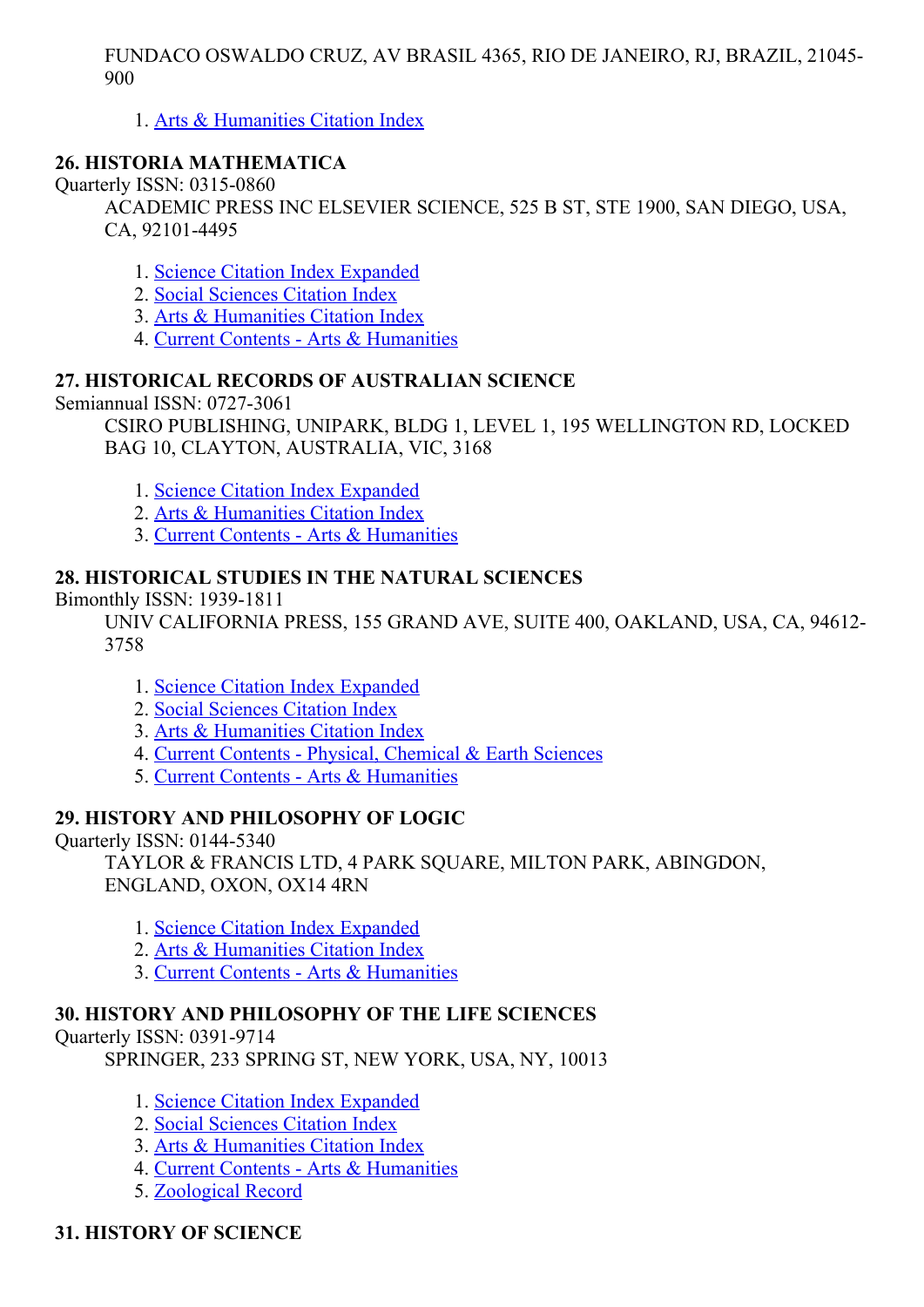FUNDACO OSWALDO CRUZ, AV BRASIL 4365, RIO DE JANEIRO, RJ, BRAZIL, 21045-900

1. Arts & Humanities Citation Index

### 26. HISTORIA MATHEMATICA

Quarterly ISSN: 0315-0860

ACADEMIC PRESS INC ELSEVIER SCIENCE, 525 B ST, STE 1900, SAN DIEGO, USA, CA, 92101-4495

1. Science Citation Index Expanded
2. Social Sciences Citation Index
3. Arts & Humanities Citation Index
4. Current Contents - Arts & Humanities

### 27. HISTORICAL RECORDS OF AUSTRALIAN SCIENCE

Semiannual ISSN: 0727-3061

CSIRO PUBLISHING, UNIPARK, BLDG 1, LEVEL 1, 195 WELLINGTON RD, LOCKED BAG 10, CLAYTON, AUSTRALIA, VIC, 3168

1. Science Citation Index Expanded
2. Arts & Humanities Citation Index
3. Current Contents - Arts & Humanities

### 28. HISTORICAL STUDIES IN THE NATURAL SCIENCES

Bimonthly ISSN: 1939-1811

UNIV CALIFORNIA PRESS, 155 GRAND AVE, SUITE 400, OAKLAND, USA, CA, 94612-3758

1. Science Citation Index Expanded
2. Social Sciences Citation Index
3. Arts & Humanities Citation Index
4. Current Contents - Physical, Chemical & Earth Sciences
5. Current Contents - Arts & Humanities

### 29. HISTORY AND PHILOSOPHY OF LOGIC

Quarterly ISSN: 0144-5340

TAYLOR & FRANCIS LTD, 4 PARK SQUARE, MILTON PARK, ABINGDON, ENGLAND, OXON, OX14 4RN

1. Science Citation Index Expanded
2. Arts & Humanities Citation Index
3. Current Contents - Arts & Humanities

### 30. HISTORY AND PHILOSOPHY OF THE LIFE SCIENCES

Quarterly ISSN: 0391-9714

SPRINGER, 233 SPRING ST, NEW YORK, USA, NY, 10013

1. Science Citation Index Expanded
2. Social Sciences Citation Index
3. Arts & Humanities Citation Index
4. Current Contents - Arts & Humanities
5. Zoological Record

### 31. HISTORY OF SCIENCE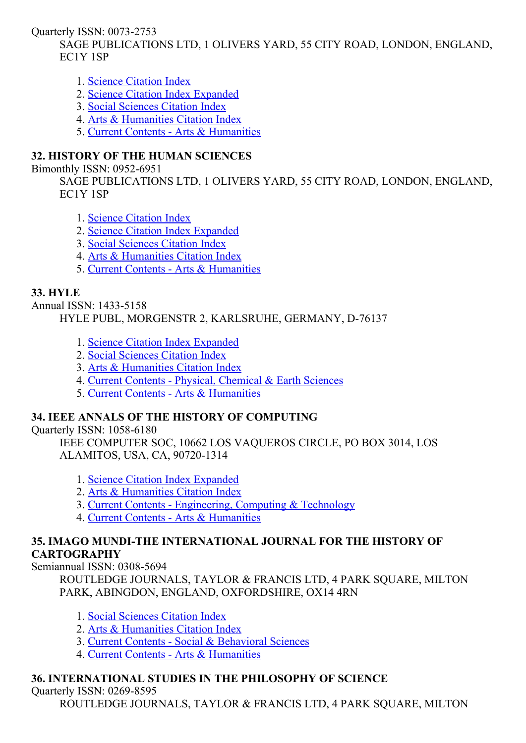Quarterly ISSN: 0073-2753

SAGE PUBLICATIONS LTD, 1 OLIVERS YARD, 55 CITY ROAD, LONDON, ENGLAND, EC1Y 1SP

1. Science Citation Index
2. Science Citation Index Expanded
3. Social Sciences Citation Index
4. Arts & Humanities Citation Index
5. Current Contents - Arts & Humanities

**32. HISTORY OF THE HUMAN SCIENCES**

Bimonthly ISSN: 0952-6951

SAGE PUBLICATIONS LTD, 1 OLIVERS YARD, 55 CITY ROAD, LONDON, ENGLAND, EC1Y 1SP

1. Science Citation Index
2. Science Citation Index Expanded
3. Social Sciences Citation Index
4. Arts & Humanities Citation Index
5. Current Contents - Arts & Humanities

**33. HYLE**

Annual ISSN: 1433-5158

HYLE PUBL, MORGENSTR 2, KARLSRUHE, GERMANY, D-76137

1. Science Citation Index Expanded
2. Social Sciences Citation Index
3. Arts & Humanities Citation Index
4. Current Contents - Physical, Chemical & Earth Sciences
5. Current Contents - Arts & Humanities

**34. IEEE ANNALS OF THE HISTORY OF COMPUTING**

Quarterly ISSN: 1058-6180

IEEE COMPUTER SOC, 10662 LOS VAQUEROS CIRCLE, PO BOX 3014, LOS ALAMITOS, USA, CA, 90720-1314

1. Science Citation Index Expanded
2. Arts & Humanities Citation Index
3. Current Contents - Engineering, Computing & Technology
4. Current Contents - Arts & Humanities

**35. IMAGO MUNDI-THE INTERNATIONAL JOURNAL FOR THE HISTORY OF CARTOGRAPHY**

Semiannual ISSN: 0308-5694

ROUTLEDGE JOURNALS, TAYLOR & FRANCIS LTD, 4 PARK SQUARE, MILTON PARK, ABINGDON, ENGLAND, OXFORDSHIRE, OX14 4RN

1. Social Sciences Citation Index
2. Arts & Humanities Citation Index
3. Current Contents - Social & Behavioral Sciences
4. Current Contents - Arts & Humanities

**36. INTERNATIONAL STUDIES IN THE PHILOSOPHY OF SCIENCE**

Quarterly ISSN: 0269-8595

ROUTLEDGE JOURNALS, TAYLOR & FRANCIS LTD, 4 PARK SQUARE, MILTON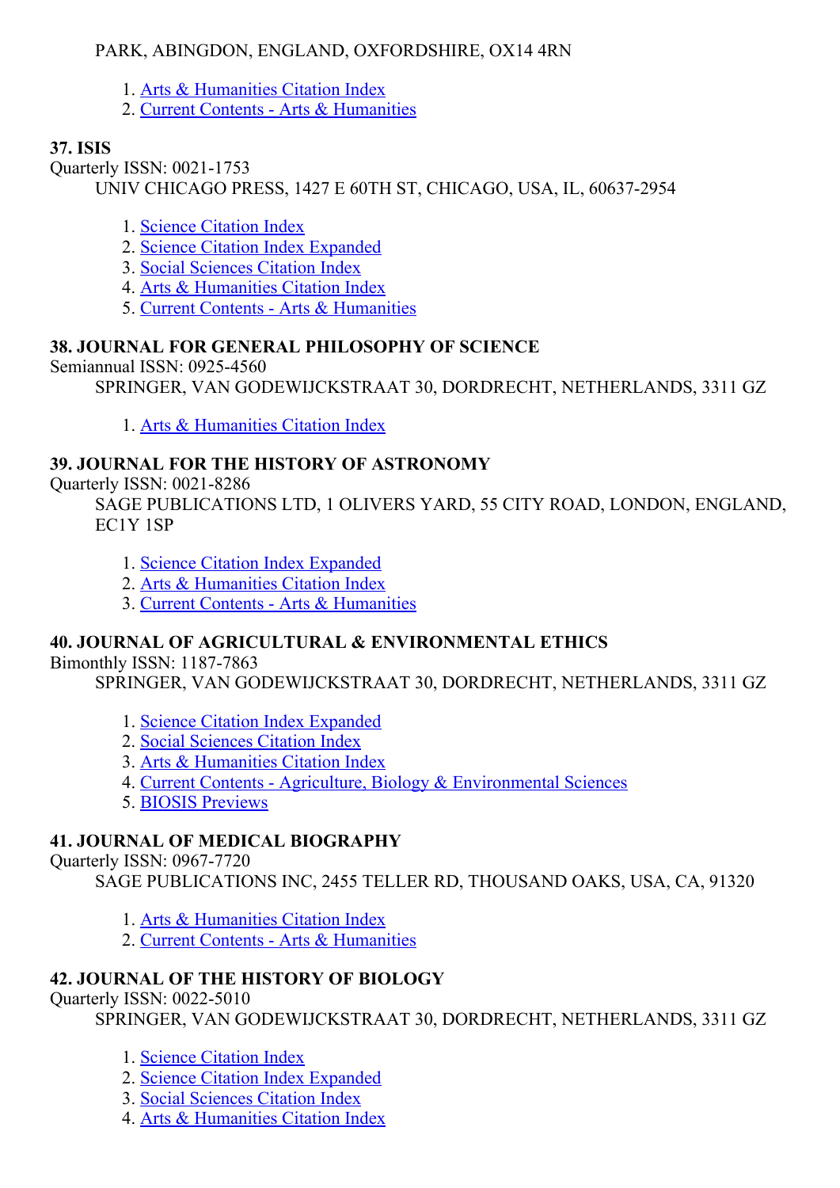PARK, ABINGDON, ENGLAND, OXFORDSHIRE, OX14 4RN

1. Arts & Humanities Citation Index
2. Current Contents - Arts & Humanities

**37. ISIS**

Quarterly ISSN: 0021-1753

UNIV CHICAGO PRESS, 1427 E 60TH ST, CHICAGO, USA, IL, 60637-2954

1. Science Citation Index
2. Science Citation Index Expanded
3. Social Sciences Citation Index
4. Arts & Humanities Citation Index
5. Current Contents - Arts & Humanities

**38. JOURNAL FOR GENERAL PHILOSOPHY OF SCIENCE**

Semiannual ISSN: 0925-4560

SPRINGER, VAN GODEWIJCKSTRAAT 30, DORDRECHT, NETHERLANDS, 3311 GZ

1. Arts & Humanities Citation Index

**39. JOURNAL FOR THE HISTORY OF ASTRONOMY**

Quarterly ISSN: 0021-8286

SAGE PUBLICATIONS LTD, 1 OLIVERS YARD, 55 CITY ROAD, LONDON, ENGLAND, EC1Y 1SP

1. Science Citation Index Expanded
2. Arts & Humanities Citation Index
3. Current Contents - Arts & Humanities

**40. JOURNAL OF AGRICULTURAL & ENVIRONMENTAL ETHICS**

Bimonthly ISSN: 1187-7863

SPRINGER, VAN GODEWIJCKSTRAAT 30, DORDRECHT, NETHERLANDS, 3311 GZ

1. Science Citation Index Expanded
2. Social Sciences Citation Index
3. Arts & Humanities Citation Index
4. Current Contents - Agriculture, Biology & Environmental Sciences
5. BIOSIS Previews

**41. JOURNAL OF MEDICAL BIOGRAPHY**

Quarterly ISSN: 0967-7720

SAGE PUBLICATIONS INC, 2455 TELLER RD, THOUSAND OAKS, USA, CA, 91320

1. Arts & Humanities Citation Index
2. Current Contents - Arts & Humanities

**42. JOURNAL OF THE HISTORY OF BIOLOGY**

Quarterly ISSN: 0022-5010

SPRINGER, VAN GODEWIJCKSTRAAT 30, DORDRECHT, NETHERLANDS, 3311 GZ

1. Science Citation Index
2. Science Citation Index Expanded
3. Social Sciences Citation Index
4. Arts & Humanities Citation Index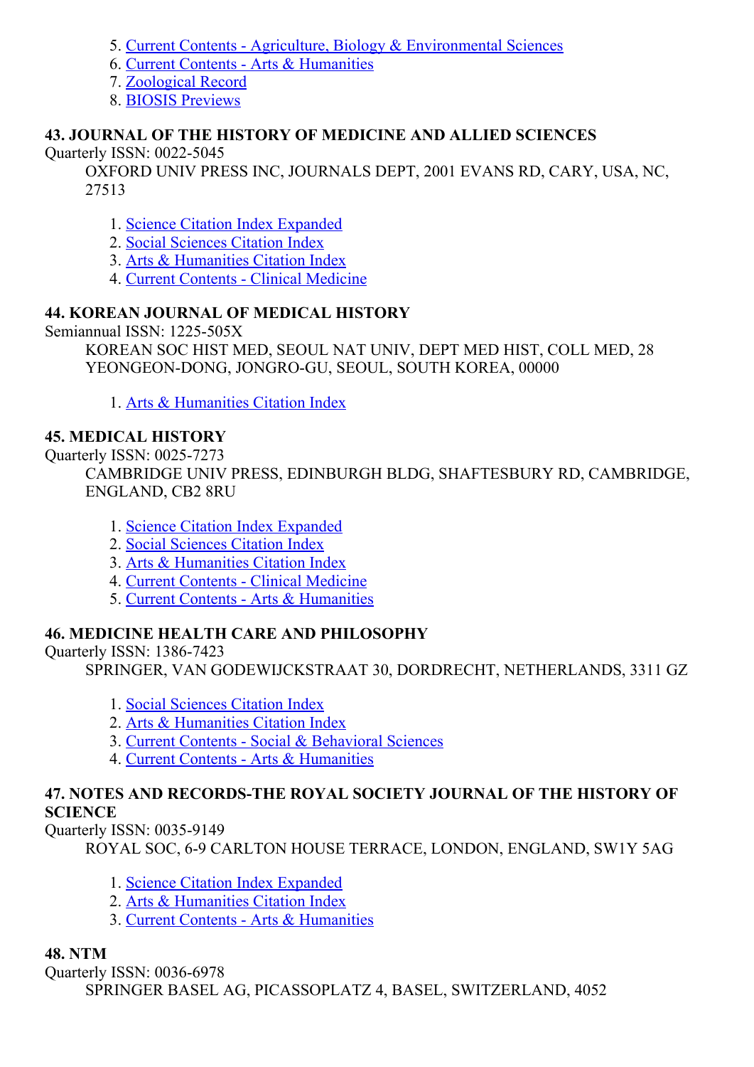5. Current Contents - Agriculture, Biology & Environmental Sciences
6. Current Contents - Arts & Humanities
7. Zoological Record
8. BIOSIS Previews

**43. JOURNAL OF THE HISTORY OF MEDICINE AND ALLIED SCIENCES**

Quarterly ISSN: 0022-5045

OXFORD UNIV PRESS INC, JOURNALS DEPT, 2001 EVANS RD, CARY, USA, NC, 27513

1. Science Citation Index Expanded
2. Social Sciences Citation Index
3. Arts & Humanities Citation Index
4. Current Contents - Clinical Medicine

**44. KOREAN JOURNAL OF MEDICAL HISTORY**

Semiannual ISSN: 1225-505X

KOREAN SOC HIST MED, SEOUL NAT UNIV, DEPT MED HIST, COLL MED, 28 YEONGEON-DONG, JONGRO-GU, SEOUL, SOUTH KOREA, 00000

1. Arts & Humanities Citation Index

**45. MEDICAL HISTORY**

Quarterly ISSN: 0025-7273

CAMBRIDGE UNIV PRESS, EDINBURGH BLDG, SHAFTESBURY RD, CAMBRIDGE, ENGLAND, CB2 8RU

1. Science Citation Index Expanded
2. Social Sciences Citation Index
3. Arts & Humanities Citation Index
4. Current Contents - Clinical Medicine
5. Current Contents - Arts & Humanities

**46. MEDICINE HEALTH CARE AND PHILOSOPHY**

Quarterly ISSN: 1386-7423

SPRINGER, VAN GODEWIJCKSTRAAT 30, DORDRECHT, NETHERLANDS, 3311 GZ

1. Social Sciences Citation Index
2. Arts & Humanities Citation Index
3. Current Contents - Social & Behavioral Sciences
4. Current Contents - Arts & Humanities

**47. NOTES AND RECORDS-THE ROYAL SOCIETY JOURNAL OF THE HISTORY OF SCIENCE**

Quarterly ISSN: 0035-9149

ROYAL SOC, 6-9 CARLTON HOUSE TERRACE, LONDON, ENGLAND, SW1Y 5AG

1. Science Citation Index Expanded
2. Arts & Humanities Citation Index
3. Current Contents - Arts & Humanities

**48. NTM**

Quarterly ISSN: 0036-6978

SPRINGER BASEL AG, PICASSOPLATZ 4, BASEL, SWITZERLAND, 4052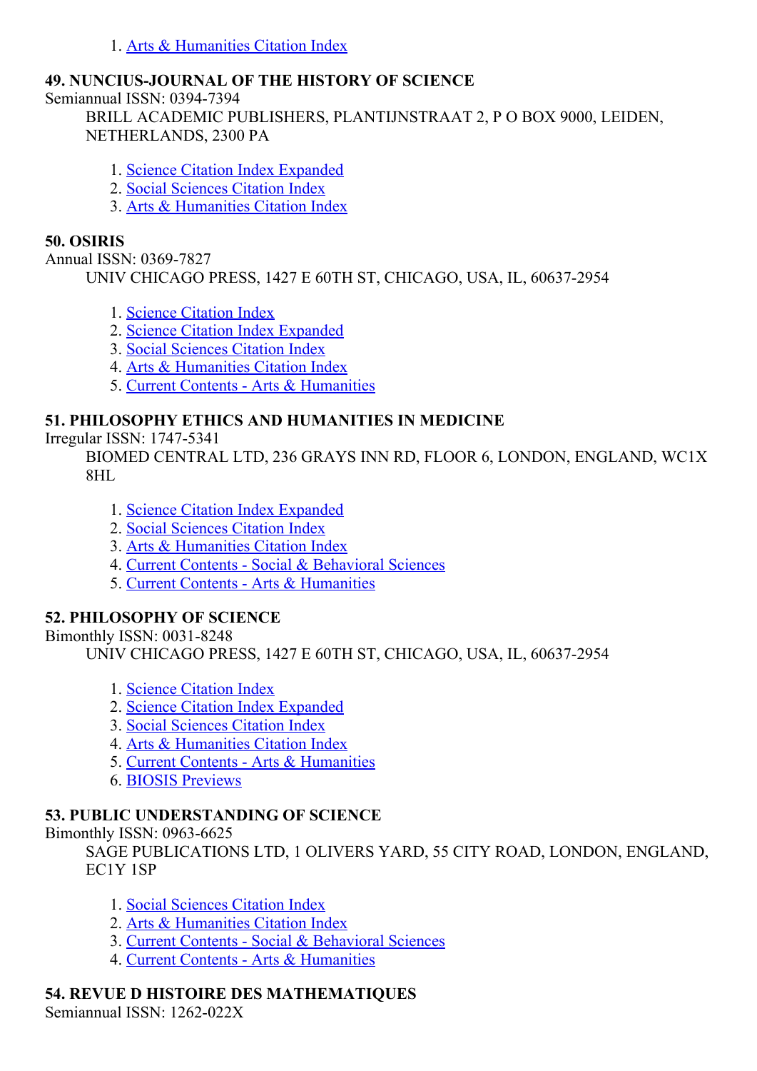1. Arts & Humanities Citation Index

**49. NUNCIUS-JOURNAL OF THE HISTORY OF SCIENCE**
Semiannual ISSN: 0394-7394
BRILL ACADEMIC PUBLISHERS, PLANTIJNSTRAAT 2, P O BOX 9000, LEIDEN, NETHERLANDS, 2300 PA

1. Science Citation Index Expanded
2. Social Sciences Citation Index
3. Arts & Humanities Citation Index

**50. OSIRIS**
Annual ISSN: 0369-7827
UNIV CHICAGO PRESS, 1427 E 60TH ST, CHICAGO, USA, IL, 60637-2954

1. Science Citation Index
2. Science Citation Index Expanded
3. Social Sciences Citation Index
4. Arts & Humanities Citation Index
5. Current Contents - Arts & Humanities

**51. PHILOSOPHY ETHICS AND HUMANITIES IN MEDICINE**
Irregular ISSN: 1747-5341
BIOMED CENTRAL LTD, 236 GRAYS INN RD, FLOOR 6, LONDON, ENGLAND, WC1X 8HL

1. Science Citation Index Expanded
2. Social Sciences Citation Index
3. Arts & Humanities Citation Index
4. Current Contents - Social & Behavioral Sciences
5. Current Contents - Arts & Humanities

**52. PHILOSOPHY OF SCIENCE**
Bimonthly ISSN: 0031-8248
UNIV CHICAGO PRESS, 1427 E 60TH ST, CHICAGO, USA, IL, 60637-2954

1. Science Citation Index
2. Science Citation Index Expanded
3. Social Sciences Citation Index
4. Arts & Humanities Citation Index
5. Current Contents - Arts & Humanities
6. BIOSIS Previews

**53. PUBLIC UNDERSTANDING OF SCIENCE**
Bimonthly ISSN: 0963-6625
SAGE PUBLICATIONS LTD, 1 OLIVERS YARD, 55 CITY ROAD, LONDON, ENGLAND, EC1Y 1SP

1. Social Sciences Citation Index
2. Arts & Humanities Citation Index
3. Current Contents - Social & Behavioral Sciences
4. Current Contents - Arts & Humanities

**54. REVUE D HISTOIRE DES MATHEMATIQUES**
Semiannual ISSN: 1262-022X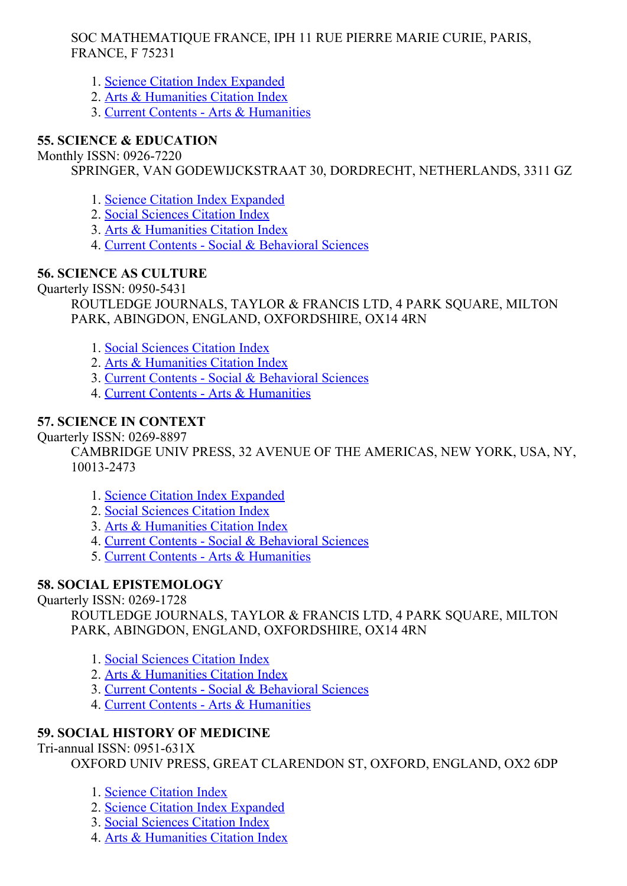SOC MATHEMATIQUE FRANCE, IPH 11 RUE PIERRE MARIE CURIE, PARIS, FRANCE, F 75231

1. Science Citation Index Expanded
2. Arts & Humanities Citation Index
3. Current Contents - Arts & Humanities

**55. SCIENCE & EDUCATION**

Monthly ISSN: 0926-7220

SPRINGER, VAN GODEWIJCKSTRAAT 30, DORDRECHT, NETHERLANDS, 3311 GZ

1. Science Citation Index Expanded
2. Social Sciences Citation Index
3. Arts & Humanities Citation Index
4. Current Contents - Social & Behavioral Sciences

**56. SCIENCE AS CULTURE**

Quarterly ISSN: 0950-5431

ROUTLEDGE JOURNALS, TAYLOR & FRANCIS LTD, 4 PARK SQUARE, MILTON PARK, ABINGDON, ENGLAND, OXFORDSHIRE, OX14 4RN

1. Social Sciences Citation Index
2. Arts & Humanities Citation Index
3. Current Contents - Social & Behavioral Sciences
4. Current Contents - Arts & Humanities

**57. SCIENCE IN CONTEXT**

Quarterly ISSN: 0269-8897

CAMBRIDGE UNIV PRESS, 32 AVENUE OF THE AMERICAS, NEW YORK, USA, NY, 10013-2473

1. Science Citation Index Expanded
2. Social Sciences Citation Index
3. Arts & Humanities Citation Index
4. Current Contents - Social & Behavioral Sciences
5. Current Contents - Arts & Humanities

**58. SOCIAL EPISTEMOLOGY**

Quarterly ISSN: 0269-1728

ROUTLEDGE JOURNALS, TAYLOR & FRANCIS LTD, 4 PARK SQUARE, MILTON PARK, ABINGDON, ENGLAND, OXFORDSHIRE, OX14 4RN

1. Social Sciences Citation Index
2. Arts & Humanities Citation Index
3. Current Contents - Social & Behavioral Sciences
4. Current Contents - Arts & Humanities

**59. SOCIAL HISTORY OF MEDICINE**

Tri-annual ISSN: 0951-631X

OXFORD UNIV PRESS, GREAT CLARENDON ST, OXFORD, ENGLAND, OX2 6DP

1. Science Citation Index
2. Science Citation Index Expanded
3. Social Sciences Citation Index
4. Arts & Humanities Citation Index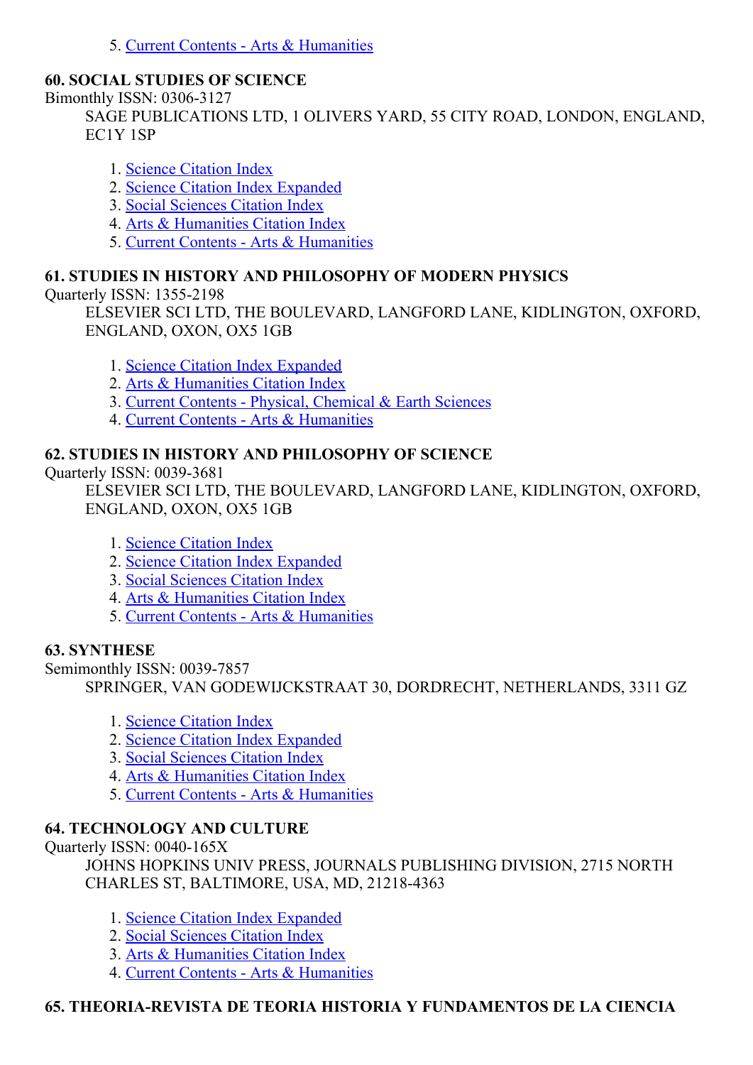5. Current Contents - Arts & Humanities

### 60. SOCIAL STUDIES OF SCIENCE

Bimonthly ISSN: 0306-3127

SAGE PUBLICATIONS LTD, 1 OLIVERS YARD, 55 CITY ROAD, LONDON, ENGLAND, EC1Y 1SP

1. Science Citation Index
2. Science Citation Index Expanded
3. Social Sciences Citation Index
4. Arts & Humanities Citation Index
5. Current Contents - Arts & Humanities

### 61. STUDIES IN HISTORY AND PHILOSOPHY OF MODERN PHYSICS

Quarterly ISSN: 1355-2198

ELSEVIER SCI LTD, THE BOULEVARD, LANGFORD LANE, KIDLINGTON, OXFORD, ENGLAND, OXON, OX5 1GB

1. Science Citation Index Expanded
2. Arts & Humanities Citation Index
3. Current Contents - Physical, Chemical & Earth Sciences
4. Current Contents - Arts & Humanities

### 62. STUDIES IN HISTORY AND PHILOSOPHY OF SCIENCE

Quarterly ISSN: 0039-3681

ELSEVIER SCI LTD, THE BOULEVARD, LANGFORD LANE, KIDLINGTON, OXFORD, ENGLAND, OXON, OX5 1GB

1. Science Citation Index
2. Science Citation Index Expanded
3. Social Sciences Citation Index
4. Arts & Humanities Citation Index
5. Current Contents - Arts & Humanities

### 63. SYNTHESE

Semimonthly ISSN: 0039-7857

SPRINGER, VAN GODEWIJCKSTRAAT 30, DORDRECHT, NETHERLANDS, 3311 GZ

1. Science Citation Index
2. Science Citation Index Expanded
3. Social Sciences Citation Index
4. Arts & Humanities Citation Index
5. Current Contents - Arts & Humanities

### 64. TECHNOLOGY AND CULTURE

Quarterly ISSN: 0040-165X

JOHNS HOPKINS UNIV PRESS, JOURNALS PUBLISHING DIVISION, 2715 NORTH CHARLES ST, BALTIMORE, USA, MD, 21218-4363

1. Science Citation Index Expanded
2. Social Sciences Citation Index
3. Arts & Humanities Citation Index
4. Current Contents - Arts & Humanities

### 65. THEORIA-REVISTA DE TEORIA HISTORIA Y FUNDAMENTOS DE LA CIENCIA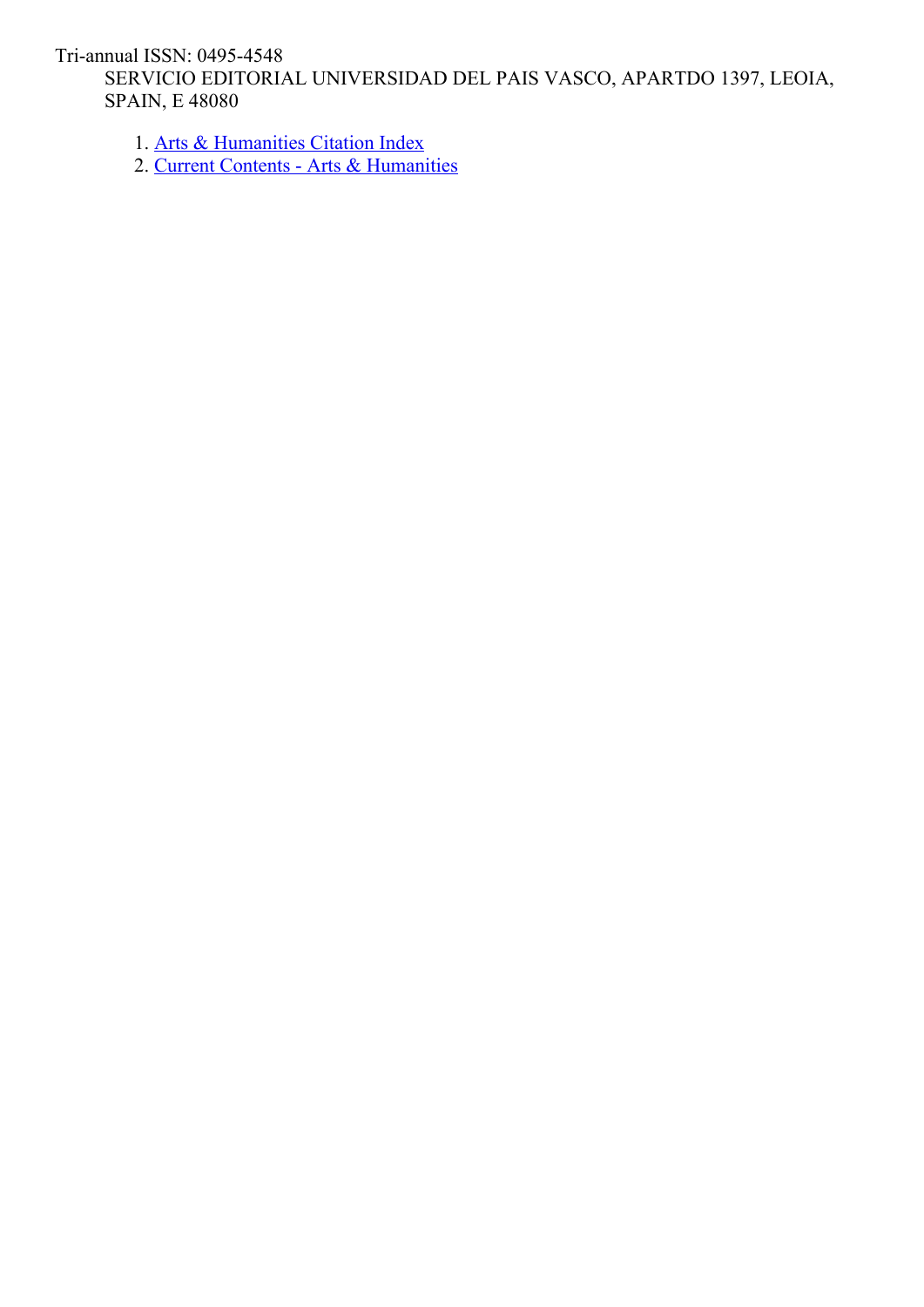Tri-annual ISSN: 0495-4548
SERVICIO EDITORIAL UNIVERSIDAD DEL PAIS VASCO, APARTDO 1397, LEOIA, SPAIN, E 48080

1. Arts & Humanities Citation Index
2. Current Contents - Arts & Humanities